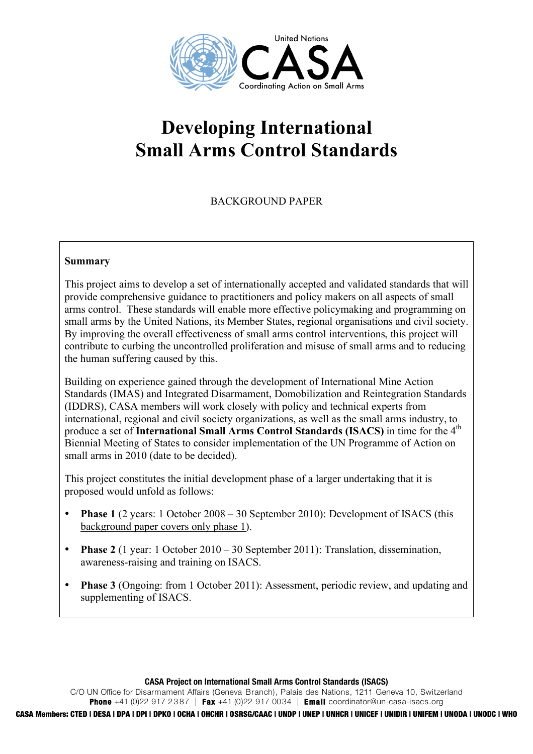United Nations

**CASA**

Coordinating Action on Small Arms

# Developing International Small Arms Control Standards

BACKGROUND PAPER

**Summary**

This project aims to develop a set of internationally accepted and validated standards that will provide comprehensive guidance to practitioners and policy makers on all aspects of small arms control. These standards will enable more effective policymaking and programming on small arms by the United Nations, its Member States, regional organisations and civil society. By improving the overall effectiveness of small arms control interventions, this project will contribute to curbing the uncontrolled proliferation and misuse of small arms and to reducing the human suffering caused by this.

Building on experience gained through the development of International Mine Action Standards (IMAS) and Integrated Disarmament, Domobilization and Reintegration Standards (IDDRS), CASA members will work closely with policy and technical experts from international, regional and civil society organizations, as well as the small arms industry, to produce a set of **International Small Arms Control Standards (ISACS)** in time for the 4th Biennial Meeting of States to consider implementation of the UN Programme of Action on small arms in 2010 (date to be decided).

This project constitutes the initial development phase of a larger undertaking that it is proposed would unfold as follows:

- **Phase 1** (2 years: 1 October 2008 – 30 September 2010): Development of ISACS (this background paper covers only phase 1).
- **Phase 2** (1 year: 1 October 2010 – 30 September 2011): Translation, dissemination, awareness-raising and training on ISACS.
- **Phase 3** (Ongoing: from 1 October 2011): Assessment, periodic review, and updating and supplementing of ISACS.

**CASA Project on International Small Arms Control Standards (ISACS)**
C/O UN Office for Disarmament Affairs (Geneva Branch), Palais des Nations, 1211 Geneva 10, Switzerland
**Phone** +41 (0)22 917 2387 | **Fax** +41 (0)22 917 0034 | **Email** coordinator@un-casa-isacs.org

**CASA Members: CTED | DESA | DPA | DPI | DPKO | OCHA | OHCHR | OSRSG/CAAC | UNDP | UNEP | UNHCR | UNICEF | UNIDIR | UNIFEM | UNODA | UNODC | WHO**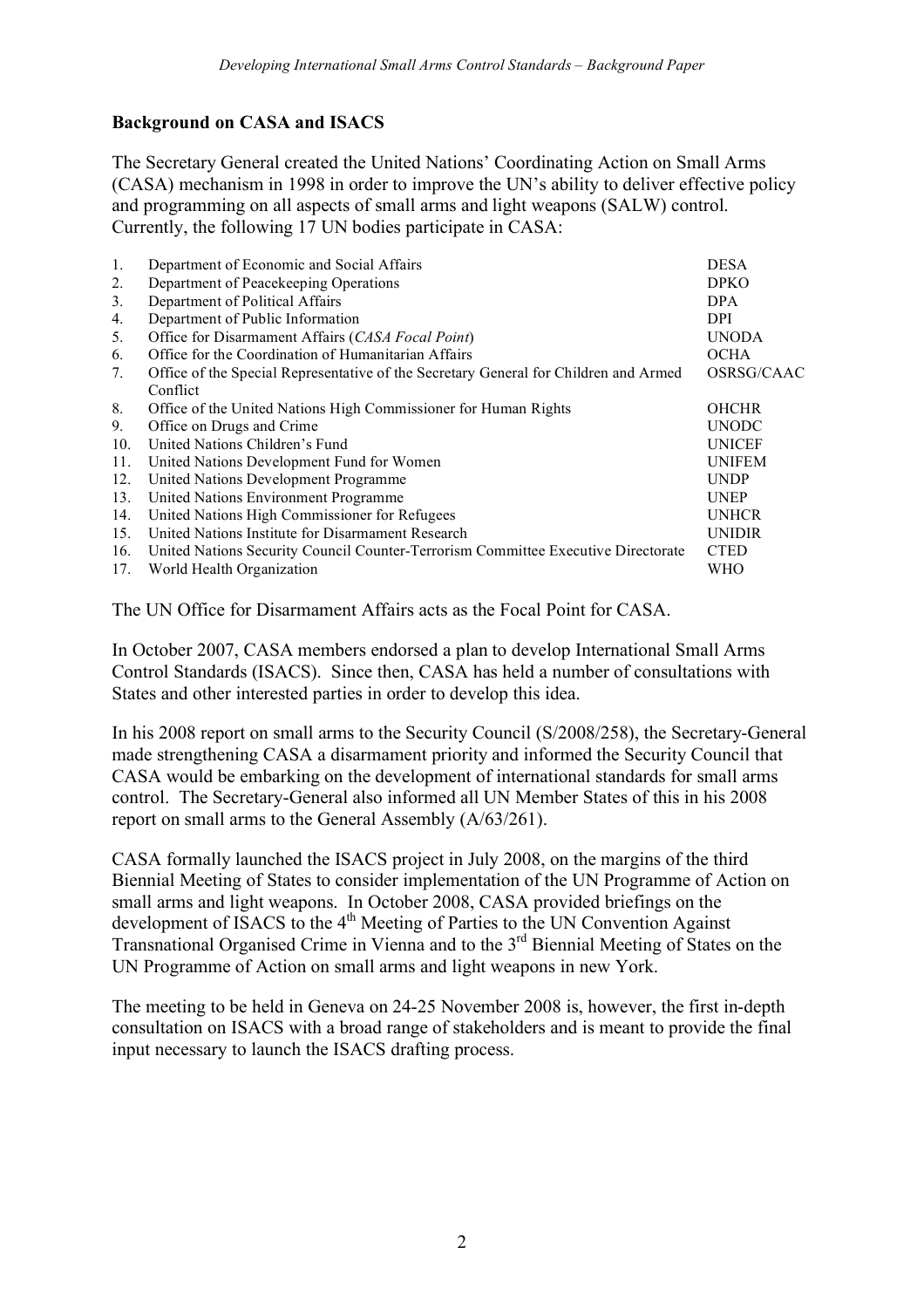**Background on CASA and ISACS**

The Secretary General created the United Nations' Coordinating Action on Small Arms (CASA) mechanism in 1998 in order to improve the UN's ability to deliver effective policy and programming on all aspects of small arms and light weapons (SALW) control. Currently, the following 17 UN bodies participate in CASA:

| | | |
|---|---|---|
| 1. | Department of Economic and Social Affairs | DESA |
| 2. | Department of Peacekeeping Operations | DPKO |
| 3. | Department of Political Affairs | DPA |
| 4. | Department of Public Information | DPI |
| 5. | Office for Disarmament Affairs (*CASA Focal Point*) | UNODA |
| 6. | Office for the Coordination of Humanitarian Affairs | OCHA |
| 7. | Office of the Special Representative of the Secretary General for Children and Armed Conflict | OSRSG/CAAC |
| 8. | Office of the United Nations High Commissioner for Human Rights | OHCHR |
| 9. | Office on Drugs and Crime | UNODC |
| 10. | United Nations Children's Fund | UNICEF |
| 11. | United Nations Development Fund for Women | UNIFEM |
| 12. | United Nations Development Programme | UNDP |
| 13. | United Nations Environment Programme | UNEP |
| 14. | United Nations High Commissioner for Refugees | UNHCR |
| 15. | United Nations Institute for Disarmament Research | UNIDIR |
| 16. | United Nations Security Council Counter-Terrorism Committee Executive Directorate | CTED |
| 17. | World Health Organization | WHO |

The UN Office for Disarmament Affairs acts as the Focal Point for CASA.

In October 2007, CASA members endorsed a plan to develop International Small Arms Control Standards (ISACS). Since then, CASA has held a number of consultations with States and other interested parties in order to develop this idea.

In his 2008 report on small arms to the Security Council (S/2008/258), the Secretary-General made strengthening CASA a disarmament priority and informed the Security Council that CASA would be embarking on the development of international standards for small arms control. The Secretary-General also informed all UN Member States of this in his 2008 report on small arms to the General Assembly (A/63/261).

CASA formally launched the ISACS project in July 2008, on the margins of the third Biennial Meeting of States to consider implementation of the UN Programme of Action on small arms and light weapons. In October 2008, CASA provided briefings on the development of ISACS to the 4th Meeting of Parties to the UN Convention Against Transnational Organised Crime in Vienna and to the 3rd Biennial Meeting of States on the UN Programme of Action on small arms and light weapons in new York.

The meeting to be held in Geneva on 24-25 November 2008 is, however, the first in-depth consultation on ISACS with a broad range of stakeholders and is meant to provide the final input necessary to launch the ISACS drafting process.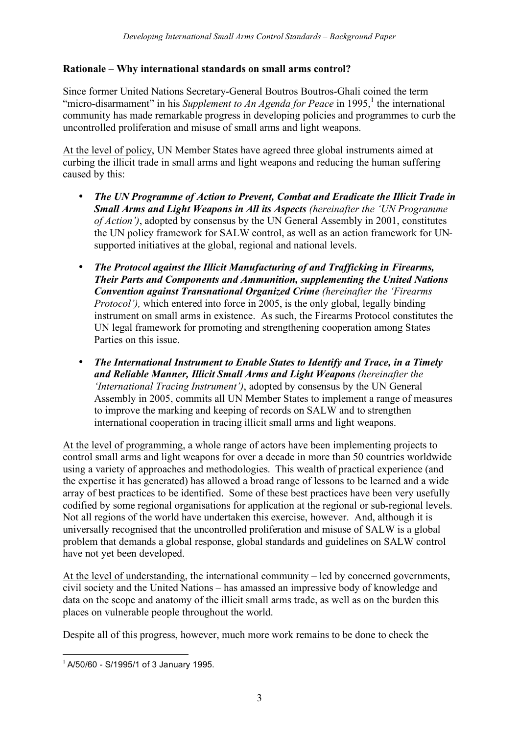**Rationale – Why international standards on small arms control?**

Since former United Nations Secretary-General Boutros Boutros-Ghali coined the term "micro-disarmament" in his *Supplement to An Agenda for Peace* in 1995,[1] the international community has made remarkable progress in developing policies and programmes to curb the uncontrolled proliferation and misuse of small arms and light weapons.

At the level of policy, UN Member States have agreed three global instruments aimed at curbing the illicit trade in small arms and light weapons and reducing the human suffering caused by this:

- ***The UN Programme of Action to Prevent, Combat and Eradicate the Illicit Trade in Small Arms and Light Weapons in All its Aspects*** *(hereinafter the 'UN Programme of Action')*, adopted by consensus by the UN General Assembly in 2001, constitutes the UN policy framework for SALW control, as well as an action framework for UN-supported initiatives at the global, regional and national levels.
- ***The Protocol against the Illicit Manufacturing of and Trafficking in Firearms, Their Parts and Components and Ammunition, supplementing the United Nations Convention against Transnational Organized Crime*** *(hereinafter the 'Firearms Protocol'),* which entered into force in 2005, is the only global, legally binding instrument on small arms in existence. As such, the Firearms Protocol constitutes the UN legal framework for promoting and strengthening cooperation among States Parties on this issue.
- ***The International Instrument to Enable States to Identify and Trace, in a Timely and Reliable Manner, Illicit Small Arms and Light Weapons*** *(hereinafter the 'International Tracing Instrument')*, adopted by consensus by the UN General Assembly in 2005, commits all UN Member States to implement a range of measures to improve the marking and keeping of records on SALW and to strengthen international cooperation in tracing illicit small arms and light weapons.

At the level of programming, a whole range of actors have been implementing projects to control small arms and light weapons for over a decade in more than 50 countries worldwide using a variety of approaches and methodologies. This wealth of practical experience (and the expertise it has generated) has allowed a broad range of lessons to be learned and a wide array of best practices to be identified. Some of these best practices have been very usefully codified by some regional organisations for application at the regional or sub-regional levels. Not all regions of the world have undertaken this exercise, however. And, although it is universally recognised that the uncontrolled proliferation and misuse of SALW is a global problem that demands a global response, global standards and guidelines on SALW control have not yet been developed.

At the level of understanding, the international community – led by concerned governments, civil society and the United Nations – has amassed an impressive body of knowledge and data on the scope and anatomy of the illicit small arms trade, as well as on the burden this places on vulnerable people throughout the world.

Despite all of this progress, however, much more work remains to be done to check the

[1] A/50/60 - S/1995/1 of 3 January 1995.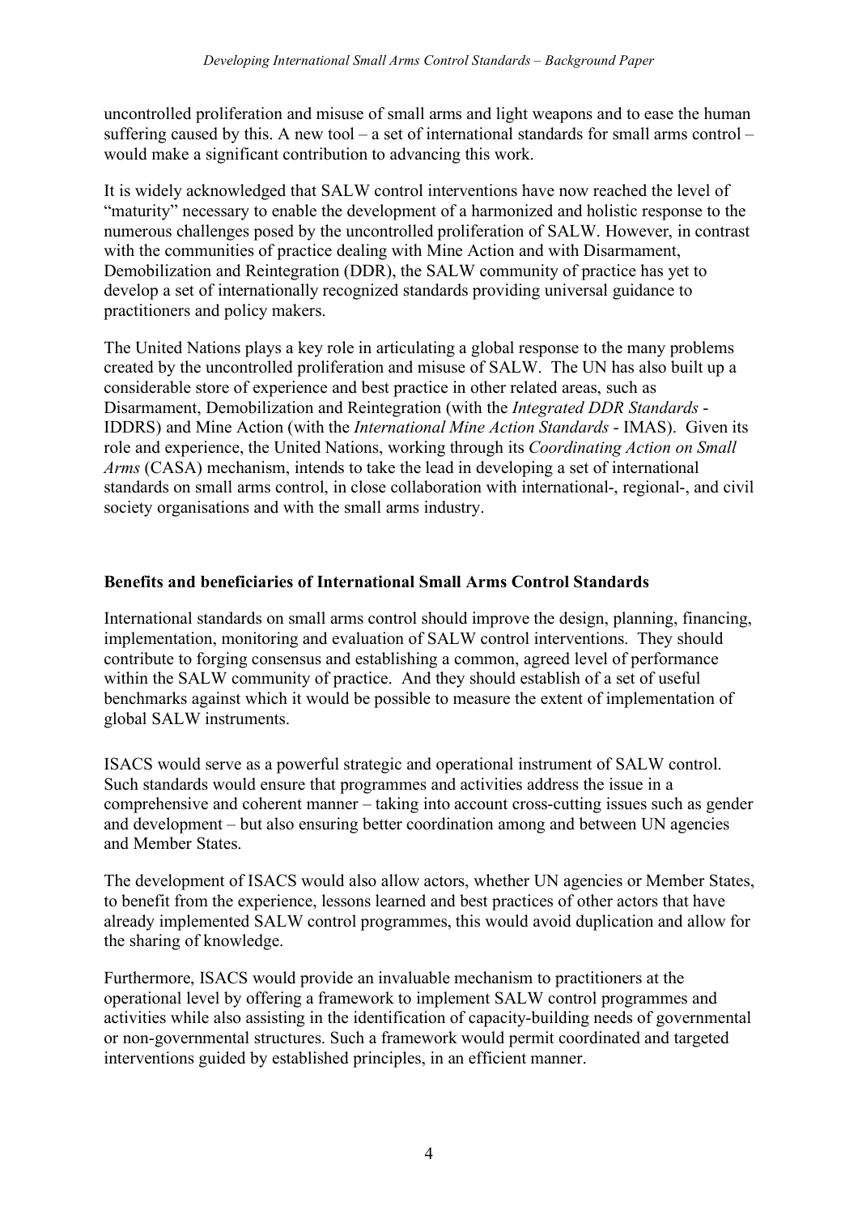uncontrolled proliferation and misuse of small arms and light weapons and to ease the human suffering caused by this. A new tool – a set of international standards for small arms control – would make a significant contribution to advancing this work.

It is widely acknowledged that SALW control interventions have now reached the level of "maturity" necessary to enable the development of a harmonized and holistic response to the numerous challenges posed by the uncontrolled proliferation of SALW. However, in contrast with the communities of practice dealing with Mine Action and with Disarmament, Demobilization and Reintegration (DDR), the SALW community of practice has yet to develop a set of internationally recognized standards providing universal guidance to practitioners and policy makers.

The United Nations plays a key role in articulating a global response to the many problems created by the uncontrolled proliferation and misuse of SALW. The UN has also built up a considerable store of experience and best practice in other related areas, such as Disarmament, Demobilization and Reintegration (with the *Integrated DDR Standards* - IDDRS) and Mine Action (with the *International Mine Action Standards* - IMAS). Given its role and experience, the United Nations, working through its *Coordinating Action on Small Arms* (CASA) mechanism, intends to take the lead in developing a set of international standards on small arms control, in close collaboration with international-, regional-, and civil society organisations and with the small arms industry.

**Benefits and beneficiaries of International Small Arms Control Standards**

International standards on small arms control should improve the design, planning, financing, implementation, monitoring and evaluation of SALW control interventions. They should contribute to forging consensus and establishing a common, agreed level of performance within the SALW community of practice. And they should establish of a set of useful benchmarks against which it would be possible to measure the extent of implementation of global SALW instruments.

ISACS would serve as a powerful strategic and operational instrument of SALW control. Such standards would ensure that programmes and activities address the issue in a comprehensive and coherent manner – taking into account cross-cutting issues such as gender and development – but also ensuring better coordination among and between UN agencies and Member States.

The development of ISACS would also allow actors, whether UN agencies or Member States, to benefit from the experience, lessons learned and best practices of other actors that have already implemented SALW control programmes, this would avoid duplication and allow for the sharing of knowledge.

Furthermore, ISACS would provide an invaluable mechanism to practitioners at the operational level by offering a framework to implement SALW control programmes and activities while also assisting in the identification of capacity-building needs of governmental or non-governmental structures. Such a framework would permit coordinated and targeted interventions guided by established principles, in an efficient manner.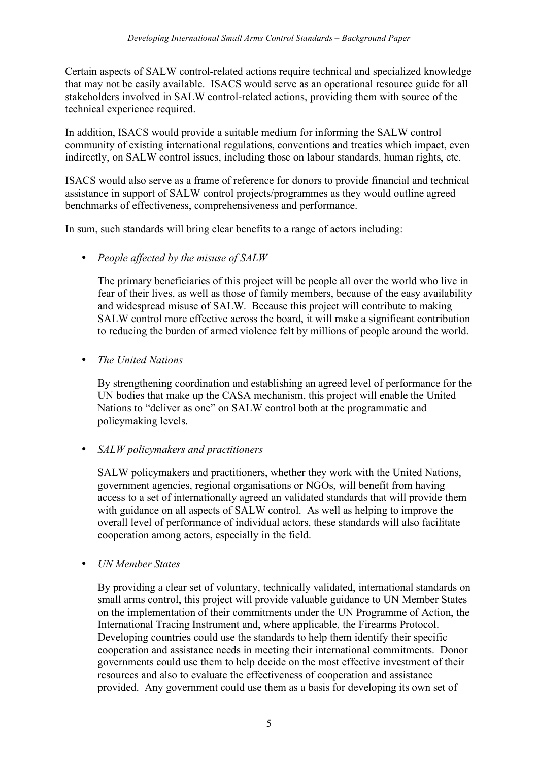Certain aspects of SALW control-related actions require technical and specialized knowledge that may not be easily available. ISACS would serve as an operational resource guide for all stakeholders involved in SALW control-related actions, providing them with source of the technical experience required.

In addition, ISACS would provide a suitable medium for informing the SALW control community of existing international regulations, conventions and treaties which impact, even indirectly, on SALW control issues, including those on labour standards, human rights, etc.

ISACS would also serve as a frame of reference for donors to provide financial and technical assistance in support of SALW control projects/programmes as they would outline agreed benchmarks of effectiveness, comprehensiveness and performance.

In sum, such standards will bring clear benefits to a range of actors including:

- *People affected by the misuse of SALW*

  The primary beneficiaries of this project will be people all over the world who live in fear of their lives, as well as those of family members, because of the easy availability and widespread misuse of SALW. Because this project will contribute to making SALW control more effective across the board, it will make a significant contribution to reducing the burden of armed violence felt by millions of people around the world.

- *The United Nations*

  By strengthening coordination and establishing an agreed level of performance for the UN bodies that make up the CASA mechanism, this project will enable the United Nations to "deliver as one" on SALW control both at the programmatic and policymaking levels.

- *SALW policymakers and practitioners*

  SALW policymakers and practitioners, whether they work with the United Nations, government agencies, regional organisations or NGOs, will benefit from having access to a set of internationally agreed an validated standards that will provide them with guidance on all aspects of SALW control. As well as helping to improve the overall level of performance of individual actors, these standards will also facilitate cooperation among actors, especially in the field.

- *UN Member States*

  By providing a clear set of voluntary, technically validated, international standards on small arms control, this project will provide valuable guidance to UN Member States on the implementation of their commitments under the UN Programme of Action, the International Tracing Instrument and, where applicable, the Firearms Protocol. Developing countries could use the standards to help them identify their specific cooperation and assistance needs in meeting their international commitments. Donor governments could use them to help decide on the most effective investment of their resources and also to evaluate the effectiveness of cooperation and assistance provided. Any government could use them as a basis for developing its own set of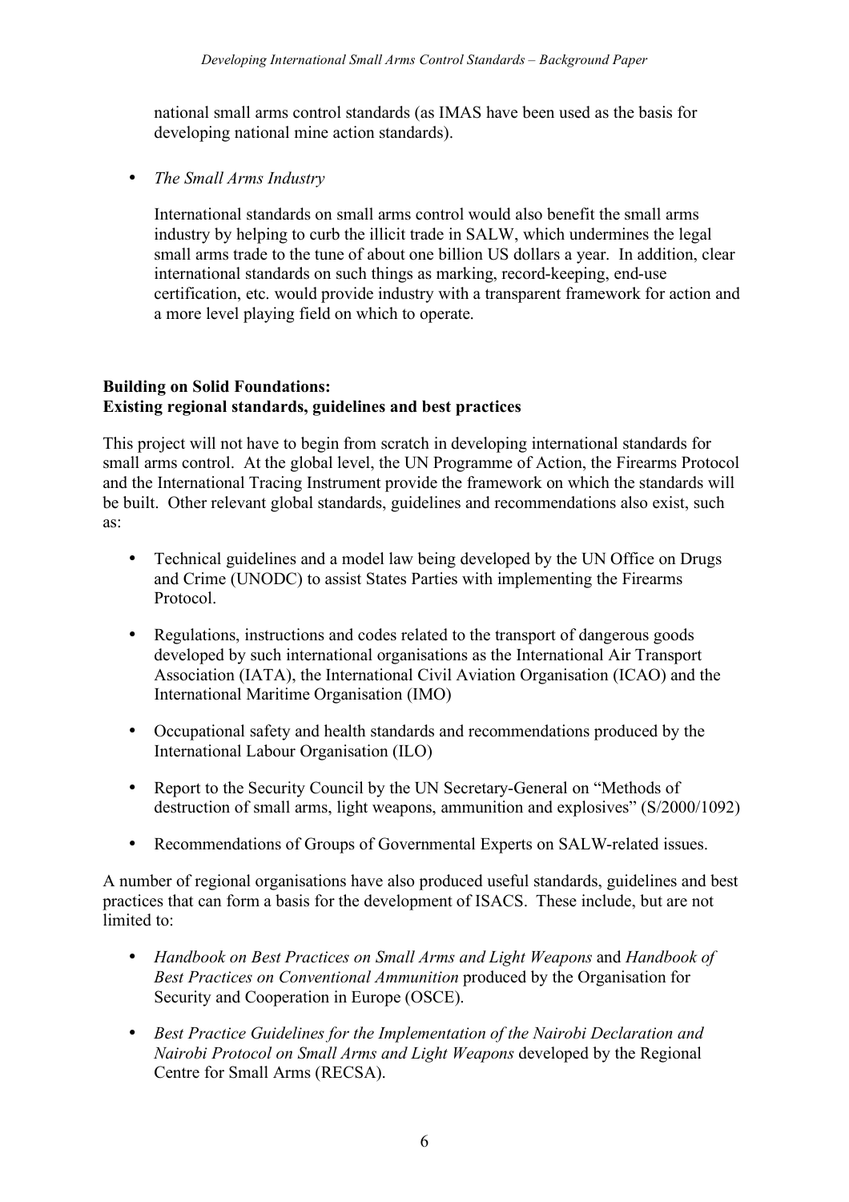national small arms control standards (as IMAS have been used as the basis for developing national mine action standards).

- *The Small Arms Industry*

  International standards on small arms control would also benefit the small arms industry by helping to curb the illicit trade in SALW, which undermines the legal small arms trade to the tune of about one billion US dollars a year. In addition, clear international standards on such things as marking, record-keeping, end-use certification, etc. would provide industry with a transparent framework for action and a more level playing field on which to operate.

**Building on Solid Foundations:**
**Existing regional standards, guidelines and best practices**

This project will not have to begin from scratch in developing international standards for small arms control. At the global level, the UN Programme of Action, the Firearms Protocol and the International Tracing Instrument provide the framework on which the standards will be built. Other relevant global standards, guidelines and recommendations also exist, such as:

- Technical guidelines and a model law being developed by the UN Office on Drugs and Crime (UNODC) to assist States Parties with implementing the Firearms Protocol.

- Regulations, instructions and codes related to the transport of dangerous goods developed by such international organisations as the International Air Transport Association (IATA), the International Civil Aviation Organisation (ICAO) and the International Maritime Organisation (IMO)

- Occupational safety and health standards and recommendations produced by the International Labour Organisation (ILO)

- Report to the Security Council by the UN Secretary-General on "Methods of destruction of small arms, light weapons, ammunition and explosives" (S/2000/1092)

- Recommendations of Groups of Governmental Experts on SALW-related issues.

A number of regional organisations have also produced useful standards, guidelines and best practices that can form a basis for the development of ISACS. These include, but are not limited to:

- *Handbook on Best Practices on Small Arms and Light Weapons* and *Handbook of Best Practices on Conventional Ammunition* produced by the Organisation for Security and Cooperation in Europe (OSCE).

- *Best Practice Guidelines for the Implementation of the Nairobi Declaration and Nairobi Protocol on Small Arms and Light Weapons* developed by the Regional Centre for Small Arms (RECSA).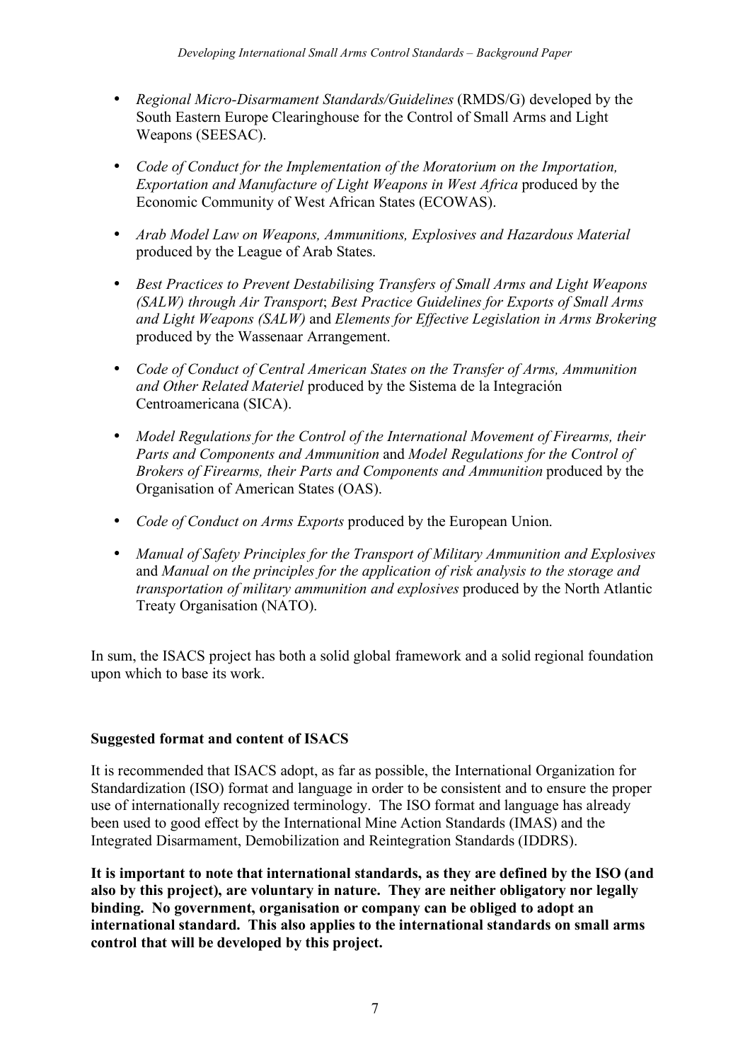- *Regional Micro-Disarmament Standards/Guidelines* (RMDS/G) developed by the South Eastern Europe Clearinghouse for the Control of Small Arms and Light Weapons (SEESAC).

- *Code of Conduct for the Implementation of the Moratorium on the Importation, Exportation and Manufacture of Light Weapons in West Africa* produced by the Economic Community of West African States (ECOWAS).

- *Arab Model Law on Weapons, Ammunitions, Explosives and Hazardous Material* produced by the League of Arab States.

- *Best Practices to Prevent Destabilising Transfers of Small Arms and Light Weapons (SALW) through Air Transport*; *Best Practice Guidelines for Exports of Small Arms and Light Weapons (SALW)* and *Elements for Effective Legislation in Arms Brokering* produced by the Wassenaar Arrangement.

- *Code of Conduct of Central American States on the Transfer of Arms, Ammunition and Other Related Materiel* produced by the Sistema de la Integración Centroamericana (SICA).

- *Model Regulations for the Control of the International Movement of Firearms, their Parts and Components and Ammunition* and *Model Regulations for the Control of Brokers of Firearms, their Parts and Components and Ammunition* produced by the Organisation of American States (OAS).

- *Code of Conduct on Arms Exports* produced by the European Union.

- *Manual of Safety Principles for the Transport of Military Ammunition and Explosives* and *Manual on the principles for the application of risk analysis to the storage and transportation of military ammunition and explosives* produced by the North Atlantic Treaty Organisation (NATO).

In sum, the ISACS project has both a solid global framework and a solid regional foundation upon which to base its work.

**Suggested format and content of ISACS**

It is recommended that ISACS adopt, as far as possible, the International Organization for Standardization (ISO) format and language in order to be consistent and to ensure the proper use of internationally recognized terminology. The ISO format and language has already been used to good effect by the International Mine Action Standards (IMAS) and the Integrated Disarmament, Demobilization and Reintegration Standards (IDDRS).

**It is important to note that international standards, as they are defined by the ISO (and also by this project), are voluntary in nature. They are neither obligatory nor legally binding. No government, organisation or company can be obliged to adopt an international standard. This also applies to the international standards on small arms control that will be developed by this project.**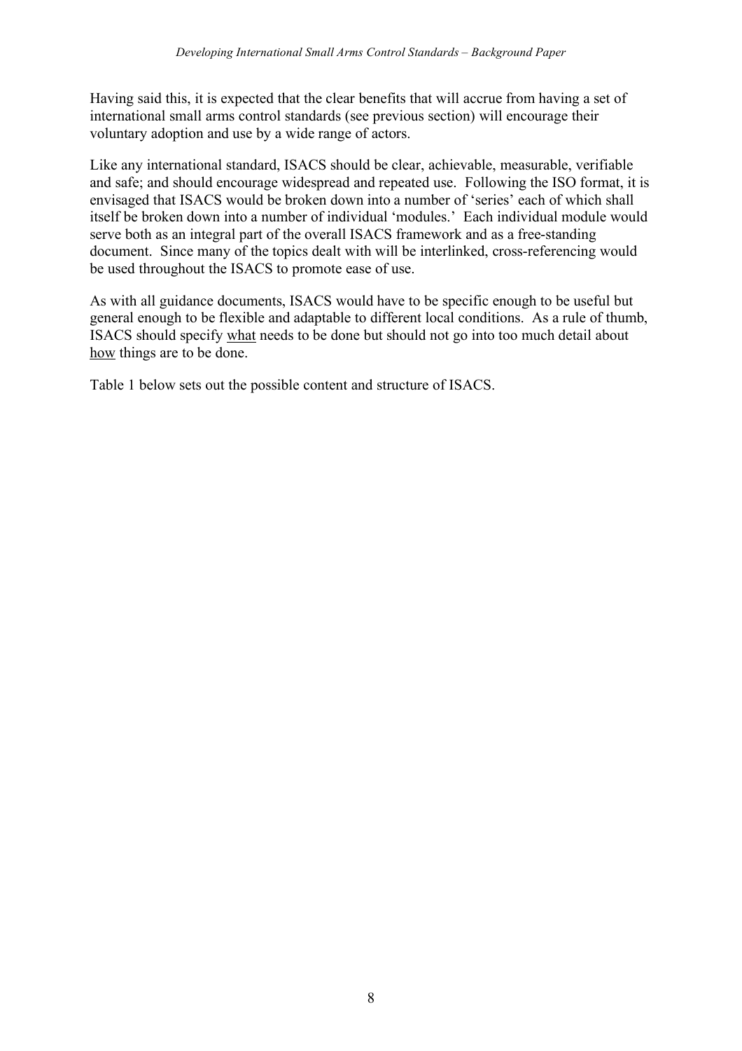Having said this, it is expected that the clear benefits that will accrue from having a set of international small arms control standards (see previous section) will encourage their voluntary adoption and use by a wide range of actors.

Like any international standard, ISACS should be clear, achievable, measurable, verifiable and safe; and should encourage widespread and repeated use. Following the ISO format, it is envisaged that ISACS would be broken down into a number of 'series' each of which shall itself be broken down into a number of individual 'modules.' Each individual module would serve both as an integral part of the overall ISACS framework and as a free-standing document. Since many of the topics dealt with will be interlinked, cross-referencing would be used throughout the ISACS to promote ease of use.

As with all guidance documents, ISACS would have to be specific enough to be useful but general enough to be flexible and adaptable to different local conditions. As a rule of thumb, ISACS should specify <u>what</u> needs to be done but should not go into too much detail about <u>how</u> things are to be done.

Table 1 below sets out the possible content and structure of ISACS.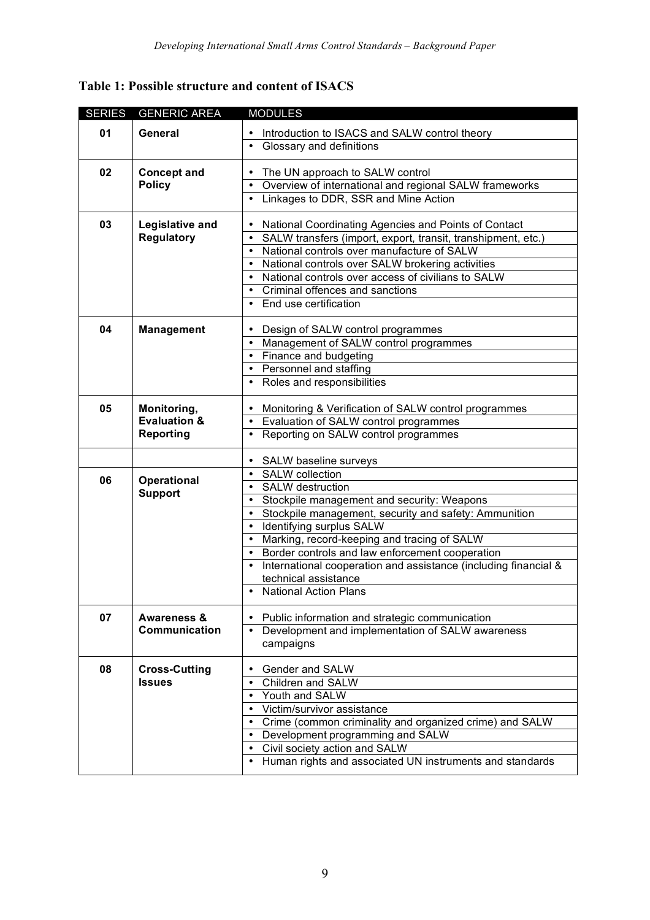**Table 1: Possible structure and content of ISACS**

| SERIES | GENERIC AREA | MODULES |
|---|---|---|
| 01 | **General** | • Introduction to ISACS and SALW control theory |
| | | • Glossary and definitions |
| 02 | **Concept and Policy** | • The UN approach to SALW control |
| | | • Overview of international and regional SALW frameworks |
| | | • Linkages to DDR, SSR and Mine Action |
| 03 | **Legislative and Regulatory** | • National Coordinating Agencies and Points of Contact |
| | | • SALW transfers (import, export, transit, transhipment, etc.) |
| | | • National controls over manufacture of SALW |
| | | • National controls over SALW brokering activities |
| | | • National controls over access of civilians to SALW |
| | | • Criminal offences and sanctions |
| | | • End use certification |
| 04 | **Management** | • Design of SALW control programmes |
| | | • Management of SALW control programmes |
| | | • Finance and budgeting |
| | | • Personnel and staffing |
| | | • Roles and responsibilities |
| 05 | **Monitoring, Evaluation & Reporting** | • Monitoring & Verification of SALW control programmes |
| | | • Evaluation of SALW control programmes |
| | | • Reporting on SALW control programmes |
| | | • SALW baseline surveys |
| 06 | **Operational Support** | • SALW collection |
| | | • SALW destruction |
| | | • Stockpile management and security: Weapons |
| | | • Stockpile management, security and safety: Ammunition |
| | | • Identifying surplus SALW |
| | | • Marking, record-keeping and tracing of SALW |
| | | • Border controls and law enforcement cooperation |
| | | • International cooperation and assistance (including financial & technical assistance |
| | | • National Action Plans |
| 07 | **Awareness & Communication** | • Public information and strategic communication |
| | | • Development and implementation of SALW awareness campaigns |
| 08 | **Cross-Cutting Issues** | • Gender and SALW |
| | | • Children and SALW |
| | | • Youth and SALW |
| | | • Victim/survivor assistance |
| | | • Crime (common criminality and organized crime) and SALW |
| | | • Development programming and SALW |
| | | • Civil society action and SALW |
| | | • Human rights and associated UN instruments and standards |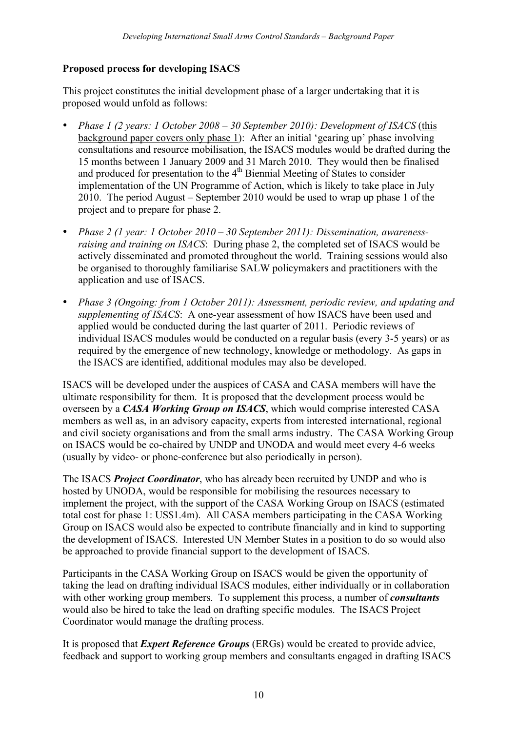**Proposed process for developing ISACS**

This project constitutes the initial development phase of a larger undertaking that it is proposed would unfold as follows:

- *Phase 1 (2 years: 1 October 2008 – 30 September 2010): Development of ISACS* (this background paper covers only phase 1): After an initial 'gearing up' phase involving consultations and resource mobilisation, the ISACS modules would be drafted during the 15 months between 1 January 2009 and 31 March 2010. They would then be finalised and produced for presentation to the 4th Biennial Meeting of States to consider implementation of the UN Programme of Action, which is likely to take place in July 2010. The period August – September 2010 would be used to wrap up phase 1 of the project and to prepare for phase 2.
- *Phase 2 (1 year: 1 October 2010 – 30 September 2011): Dissemination, awareness-raising and training on ISACS*: During phase 2, the completed set of ISACS would be actively disseminated and promoted throughout the world. Training sessions would also be organised to thoroughly familiarise SALW policymakers and practitioners with the application and use of ISACS.
- *Phase 3 (Ongoing: from 1 October 2011): Assessment, periodic review, and updating and supplementing of ISACS*: A one-year assessment of how ISACS have been used and applied would be conducted during the last quarter of 2011. Periodic reviews of individual ISACS modules would be conducted on a regular basis (every 3-5 years) or as required by the emergence of new technology, knowledge or methodology. As gaps in the ISACS are identified, additional modules may also be developed.

ISACS will be developed under the auspices of CASA and CASA members will have the ultimate responsibility for them. It is proposed that the development process would be overseen by a ***CASA Working Group on ISACS***, which would comprise interested CASA members as well as, in an advisory capacity, experts from interested international, regional and civil society organisations and from the small arms industry. The CASA Working Group on ISACS would be co-chaired by UNDP and UNODA and would meet every 4-6 weeks (usually by video- or phone-conference but also periodically in person).

The ISACS ***Project Coordinator***, who has already been recruited by UNDP and who is hosted by UNODA, would be responsible for mobilising the resources necessary to implement the project, with the support of the CASA Working Group on ISACS (estimated total cost for phase 1: US$1.4m). All CASA members participating in the CASA Working Group on ISACS would also be expected to contribute financially and in kind to supporting the development of ISACS. Interested UN Member States in a position to do so would also be approached to provide financial support to the development of ISACS.

Participants in the CASA Working Group on ISACS would be given the opportunity of taking the lead on drafting individual ISACS modules, either individually or in collaboration with other working group members. To supplement this process, a number of ***consultants*** would also be hired to take the lead on drafting specific modules. The ISACS Project Coordinator would manage the drafting process.

It is proposed that ***Expert Reference Groups*** (ERGs) would be created to provide advice, feedback and support to working group members and consultants engaged in drafting ISACS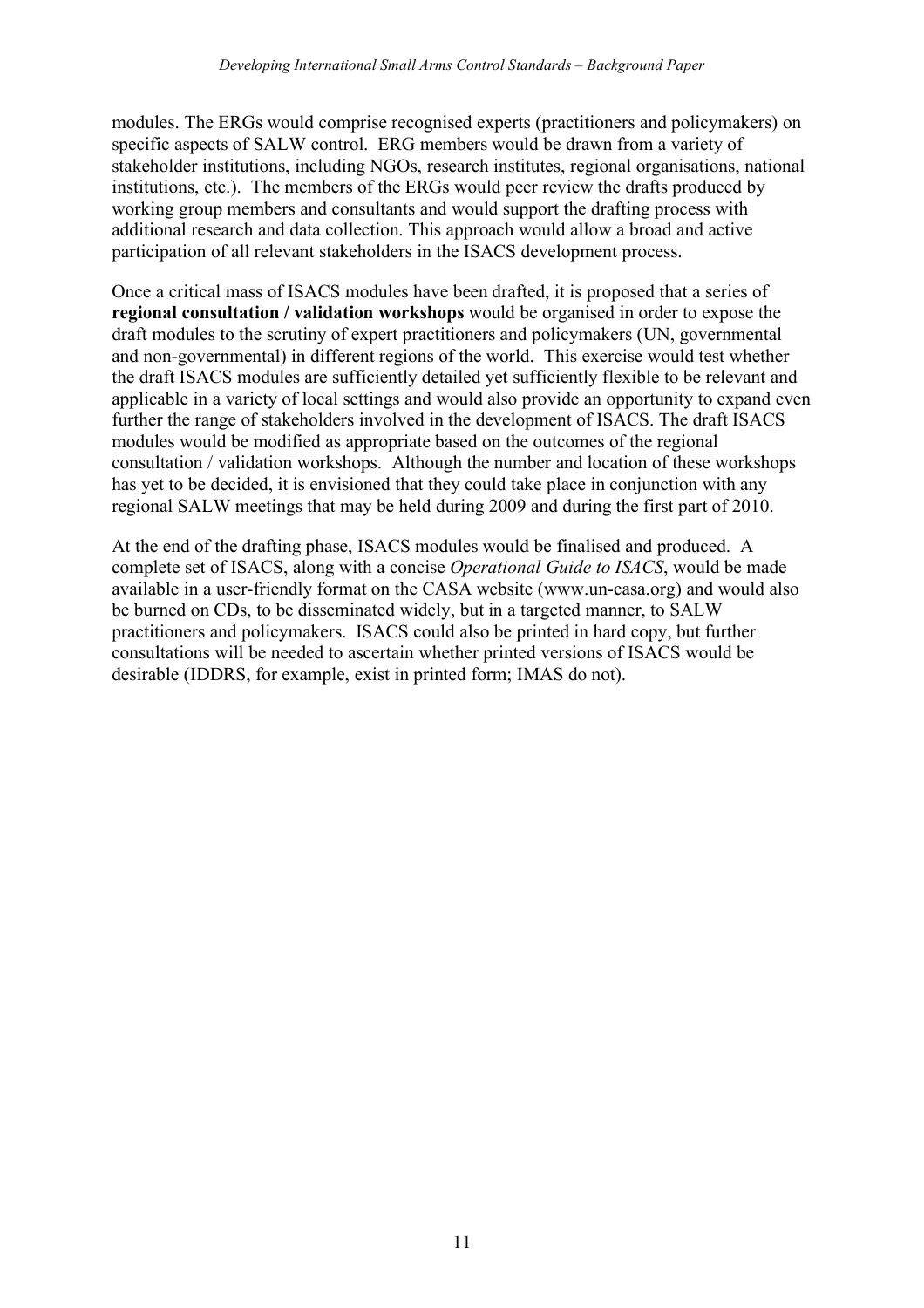modules. The ERGs would comprise recognised experts (practitioners and policymakers) on specific aspects of SALW control. ERG members would be drawn from a variety of stakeholder institutions, including NGOs, research institutes, regional organisations, national institutions, etc.). The members of the ERGs would peer review the drafts produced by working group members and consultants and would support the drafting process with additional research and data collection. This approach would allow a broad and active participation of all relevant stakeholders in the ISACS development process.

Once a critical mass of ISACS modules have been drafted, it is proposed that a series of **regional consultation / validation workshops** would be organised in order to expose the draft modules to the scrutiny of expert practitioners and policymakers (UN, governmental and non-governmental) in different regions of the world. This exercise would test whether the draft ISACS modules are sufficiently detailed yet sufficiently flexible to be relevant and applicable in a variety of local settings and would also provide an opportunity to expand even further the range of stakeholders involved in the development of ISACS. The draft ISACS modules would be modified as appropriate based on the outcomes of the regional consultation / validation workshops. Although the number and location of these workshops has yet to be decided, it is envisioned that they could take place in conjunction with any regional SALW meetings that may be held during 2009 and during the first part of 2010.

At the end of the drafting phase, ISACS modules would be finalised and produced. A complete set of ISACS, along with a concise *Operational Guide to ISACS*, would be made available in a user-friendly format on the CASA website (www.un-casa.org) and would also be burned on CDs, to be disseminated widely, but in a targeted manner, to SALW practitioners and policymakers. ISACS could also be printed in hard copy, but further consultations will be needed to ascertain whether printed versions of ISACS would be desirable (IDDRS, for example, exist in printed form; IMAS do not).